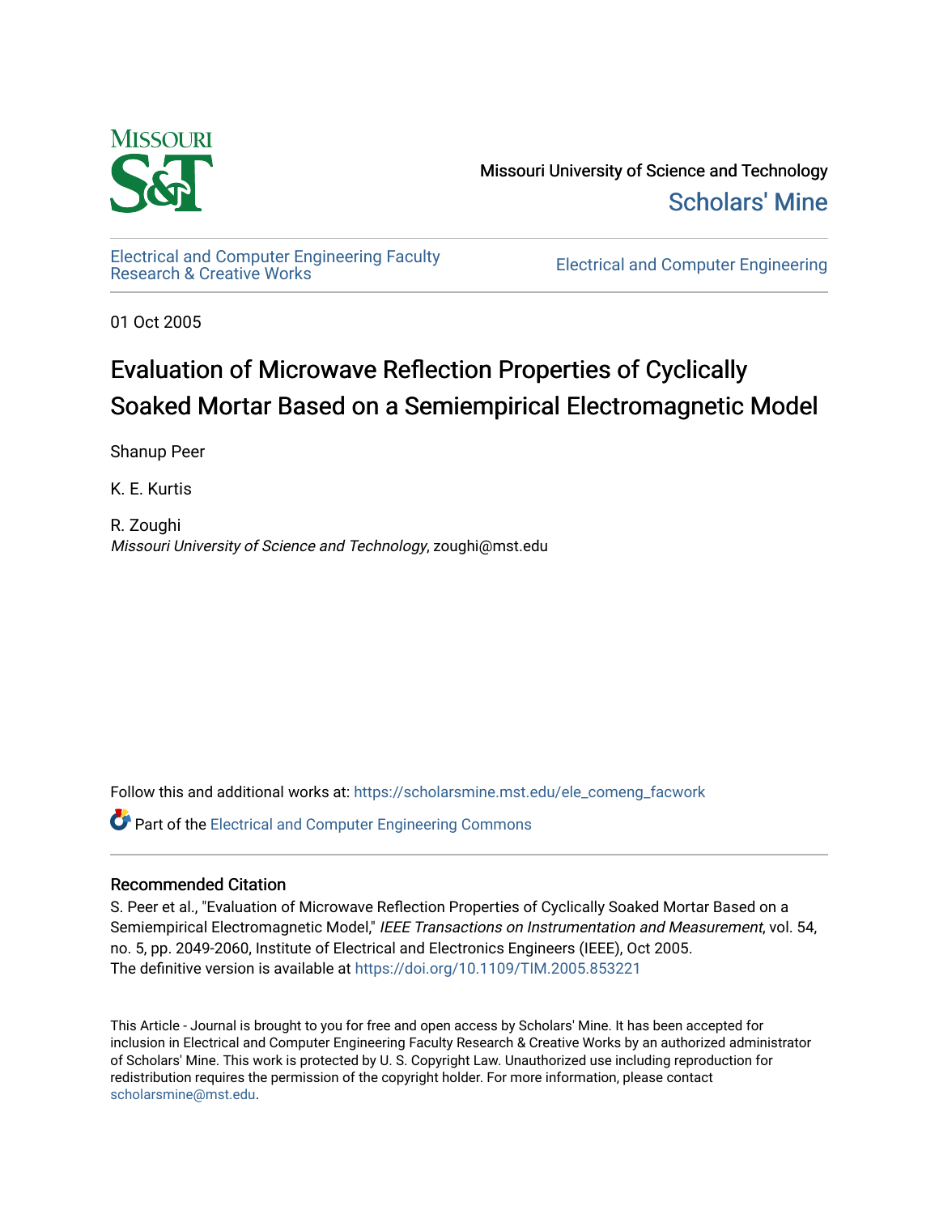Missouri University of Science and Technology

Scholars' Mine

Electrical and Computer Engineering Faculty Research & Creative Works

Electrical and Computer Engineering

01 Oct 2005

# Evaluation of Microwave Reflection Properties of Cyclically Soaked Mortar Based on a Semiempirical Electromagnetic Model

Shanup Peer

K. E. Kurtis

R. Zoughi

*Missouri University of Science and Technology*, zoughi@mst.edu

Follow this and additional works at: https://scholarsmine.mst.edu/ele_comeng_facwork

Part of the Electrical and Computer Engineering Commons

## Recommended Citation

S. Peer et al., "Evaluation of Microwave Reflection Properties of Cyclically Soaked Mortar Based on a Semiempirical Electromagnetic Model," *IEEE Transactions on Instrumentation and Measurement*, vol. 54, no. 5, pp. 2049-2060, Institute of Electrical and Electronics Engineers (IEEE), Oct 2005.

The definitive version is available at https://doi.org/10.1109/TIM.2005.853221

This Article - Journal is brought to you for free and open access by Scholars' Mine. It has been accepted for inclusion in Electrical and Computer Engineering Faculty Research & Creative Works by an authorized administrator of Scholars' Mine. This work is protected by U. S. Copyright Law. Unauthorized use including reproduction for redistribution requires the permission of the copyright holder. For more information, please contact scholarsmine@mst.edu.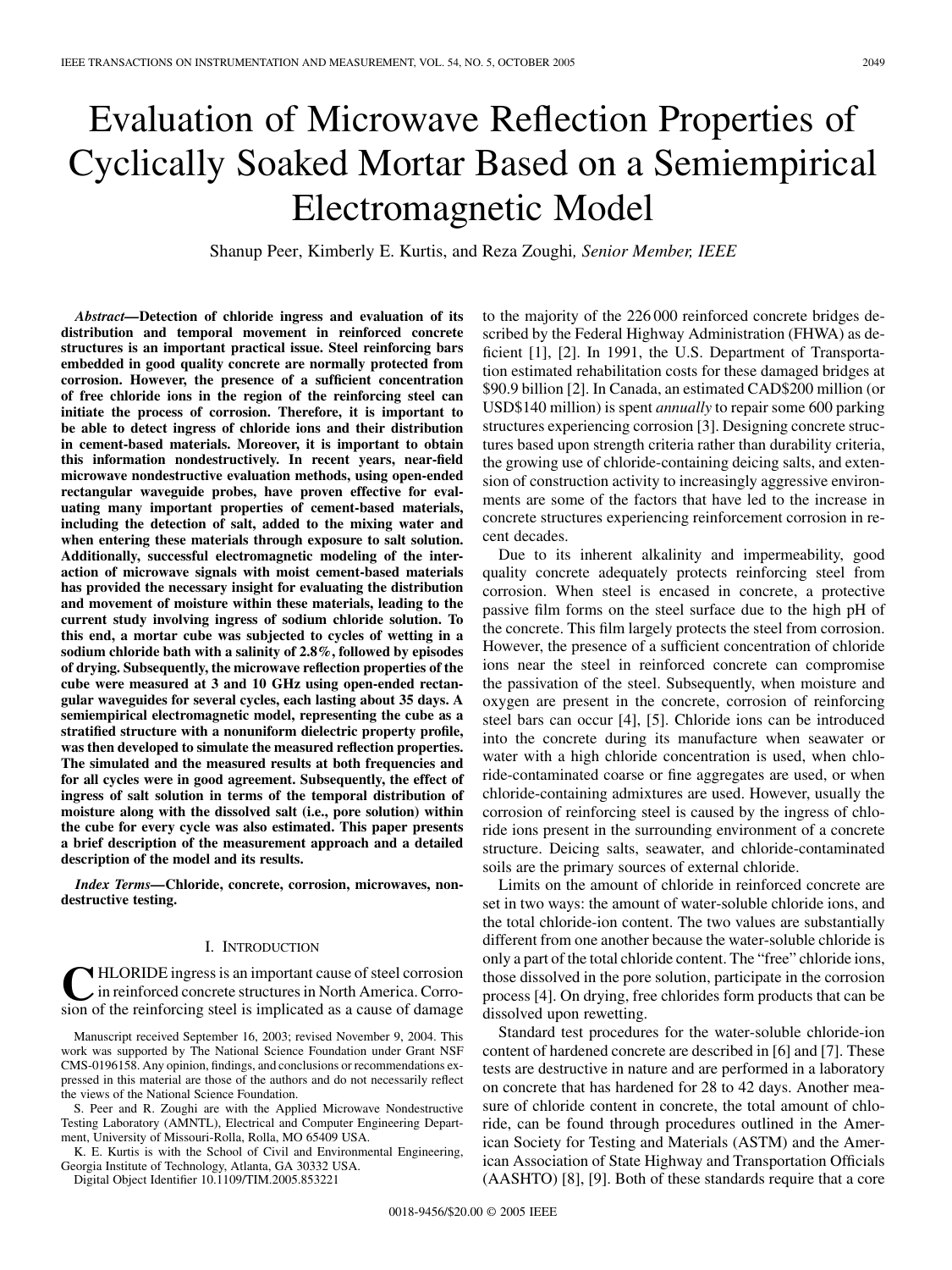# Evaluation of Microwave Reflection Properties of Cyclically Soaked Mortar Based on a Semiempirical Electromagnetic Model

Shanup Peer, Kimberly E. Kurtis, and Reza Zoughi, *Senior Member, IEEE*

***Abstract*—Detection of chloride ingress and evaluation of its distribution and temporal movement in reinforced concrete structures is an important practical issue. Steel reinforcing bars embedded in good quality concrete are normally protected from corrosion. However, the presence of a sufficient concentration of free chloride ions in the region of the reinforcing steel can initiate the process of corrosion. Therefore, it is important to be able to detect ingress of chloride ions and their distribution in cement-based materials. Moreover, it is important to obtain this information nondestructively. In recent years, near-field microwave nondestructive evaluation methods, using open-ended rectangular waveguide probes, have proven effective for evaluating many important properties of cement-based materials, including the detection of salt, added to the mixing water and when entering these materials through exposure to salt solution. Additionally, successful electromagnetic modeling of the interaction of microwave signals with moist cement-based materials has provided the necessary insight for evaluating the distribution and movement of moisture within these materials, leading to the current study involving ingress of sodium chloride solution. To this end, a mortar cube was subjected to cycles of wetting in a sodium chloride bath with a salinity of 2.8%, followed by episodes of drying. Subsequently, the microwave reflection properties of the cube were measured at 3 and 10 GHz using open-ended rectangular waveguides for several cycles, each lasting about 35 days. A semiempirical electromagnetic model, representing the cube as a stratified structure with a nonuniform dielectric property profile, was then developed to simulate the measured reflection properties. The simulated and the measured results at both frequencies and for all cycles were in good agreement. Subsequently, the effect of ingress of salt solution in terms of the temporal distribution of moisture along with the dissolved salt (i.e., pore solution) within the cube for every cycle was also estimated. This paper presents a brief description of the measurement approach and a detailed description of the model and its results.**

***Index Terms*—Chloride, concrete, corrosion, microwaves, nondestructive testing.**

## I. Introduction

CHLORIDE ingress is an important cause of steel corrosion in reinforced concrete structures in North America. Corrosion of the reinforcing steel is implicated as a cause of damage to the majority of the 226 000 reinforced concrete bridges described by the Federal Highway Administration (FHWA) as deficient [1], [2]. In 1991, the U.S. Department of Transportation estimated rehabilitation costs for these damaged bridges at \$90.9 billion [2]. In Canada, an estimated CAD\$200 million (or USD\$140 million) is spent *annually* to repair some 600 parking structures experiencing corrosion [3]. Designing concrete structures based upon strength criteria rather than durability criteria, the growing use of chloride-containing deicing salts, and extension of construction activity to increasingly aggressive environments are some of the factors that have led to the increase in concrete structures experiencing reinforcement corrosion in recent decades.

Due to its inherent alkalinity and impermeability, good quality concrete adequately protects reinforcing steel from corrosion. When steel is encased in concrete, a protective passive film forms on the steel surface due to the high pH of the concrete. This film largely protects the steel from corrosion. However, the presence of a sufficient concentration of chloride ions near the steel in reinforced concrete can compromise the passivation of the steel. Subsequently, when moisture and oxygen are present in the concrete, corrosion of reinforcing steel bars can occur [4], [5]. Chloride ions can be introduced into the concrete during its manufacture when seawater or water with a high chloride concentration is used, when chloride-contaminated coarse or fine aggregates are used, or when chloride-containing admixtures are used. However, usually the corrosion of reinforcing steel is caused by the ingress of chloride ions present in the surrounding environment of a concrete structure. Deicing salts, seawater, and chloride-contaminated soils are the primary sources of external chloride.

Limits on the amount of chloride in reinforced concrete are set in two ways: the amount of water-soluble chloride ions, and the total chloride-ion content. The two values are substantially different from one another because the water-soluble chloride is only a part of the total chloride content. The "free" chloride ions, those dissolved in the pore solution, participate in the corrosion process [4]. On drying, free chlorides form products that can be dissolved upon rewetting.

Standard test procedures for the water-soluble chloride-ion content of hardened concrete are described in [6] and [7]. These tests are destructive in nature and are performed in a laboratory on concrete that has hardened for 28 to 42 days. Another measure of chloride content in concrete, the total amount of chloride, can be found through procedures outlined in the American Society for Testing and Materials (ASTM) and the American Association of State Highway and Transportation Officials (AASHTO) [8], [9]. Both of these standards require that a core

Manuscript received September 16, 2003; revised November 9, 2004. This work was supported by The National Science Foundation under Grant NSF CMS-0196158. Any opinion, findings, and conclusions or recommendations expressed in this material are those of the authors and do not necessarily reflect the views of the National Science Foundation.

S. Peer and R. Zoughi are with the Applied Microwave Nondestructive Testing Laboratory (AMNTL), Electrical and Computer Engineering Department, University of Missouri-Rolla, Rolla, MO 65409 USA.

K. E. Kurtis is with the School of Civil and Environmental Engineering, Georgia Institute of Technology, Atlanta, GA 30332 USA.

Digital Object Identifier 10.1109/TIM.2005.853221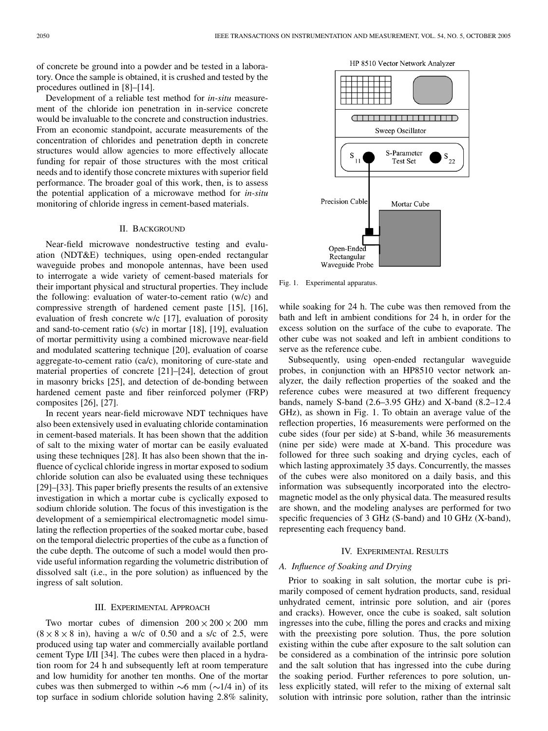of concrete be ground into a powder and be tested in a laboratory. Once the sample is obtained, it is crushed and tested by the procedures outlined in [8]–[14].

Development of a reliable test method for *in-situ* measurement of the chloride ion penetration in in-service concrete would be invaluable to the concrete and construction industries. From an economic standpoint, accurate measurements of the concentration of chlorides and penetration depth in concrete structures would allow agencies to more effectively allocate funding for repair of those structures with the most critical needs and to identify those concrete mixtures with superior field performance. The broader goal of this work, then, is to assess the potential application of a microwave method for *in-situ* monitoring of chloride ingress in cement-based materials.

## II. Background

Near-field microwave nondestructive testing and evaluation (NDT&E) techniques, using open-ended rectangular waveguide probes and monopole antennas, have been used to interrogate a wide variety of cement-based materials for their important physical and structural properties. They include the following: evaluation of water-to-cement ratio (w/c) and compressive strength of hardened cement paste [15], [16], evaluation of fresh concrete w/c [17], evaluation of porosity and sand-to-cement ratio (s/c) in mortar [18], [19], evaluation of mortar permittivity using a combined microwave near-field and modulated scattering technique [20], evaluation of coarse aggregate-to-cement ratio (ca/c), monitoring of cure-state and material properties of concrete [21]–[24], detection of grout in masonry bricks [25], and detection of de-bonding between hardened cement paste and fiber reinforced polymer (FRP) composites [26], [27].

In recent years near-field microwave NDT techniques have also been extensively used in evaluating chloride contamination in cement-based materials. It has been shown that the addition of salt to the mixing water of mortar can be easily evaluated using these techniques [28]. It has also been shown that the influence of cyclical chloride ingress in mortar exposed to sodium chloride solution can also be evaluated using these techniques [29]–[33]. This paper briefly presents the results of an extensive investigation in which a mortar cube is cyclically exposed to sodium chloride solution. The focus of this investigation is the development of a semiempirical electromagnetic model simulating the reflection properties of the soaked mortar cube, based on the temporal dielectric properties of the cube as a function of the cube depth. The outcome of such a model would then provide useful information regarding the volumetric distribution of dissolved salt (i.e., in the pore solution) as influenced by the ingress of salt solution.

## III. Experimental Approach

Two mortar cubes of dimension $200 \times 200 \times 200$ mm ($8 \times 8 \times 8$ in), having a w/c of 0.50 and a s/c of 2.5, were produced using tap water and commercially available portland cement Type I/II [34]. The cubes were then placed in a hydration room for 24 h and subsequently left at room temperature and low humidity for another ten months. One of the mortar cubes was then submerged to within $\sim$6 mm ($\sim$1/4 in) of its top surface in sodium chloride solution having 2.8% salinity, while soaking for 24 h. The cube was then removed from the bath and left in ambient conditions for 24 h, in order for the excess solution on the surface of the cube to evaporate. The other cube was not soaked and left in ambient conditions to serve as the reference cube.

HP 8510 Vector Network Analyzer

Sweep Oscillator

$S_{11}$ S-Parameter Test Set $S_{22}$

Precision Cable

Mortar Cube

Open-Ended Rectangular Waveguide Probe

Fig. 1. Experimental apparatus.

Subsequently, using open-ended rectangular waveguide probes, in conjunction with an HP8510 vector network analyzer, the daily reflection properties of the soaked and the reference cubes were measured at two different frequency bands, namely S-band (2.6–3.95 GHz) and X-band (8.2–12.4 GHz), as shown in Fig. 1. To obtain an average value of the reflection properties, 16 measurements were performed on the cube sides (four per side) at S-band, while 36 measurements (nine per side) were made at X-band. This procedure was followed for three such soaking and drying cycles, each of which lasting approximately 35 days. Concurrently, the masses of the cubes were also monitored on a daily basis, and this information was subsequently incorporated into the electromagnetic model as the only physical data. The measured results are shown, and the modeling analyses are performed for two specific frequencies of 3 GHz (S-band) and 10 GHz (X-band), representing each frequency band.

## IV. Experimental Results

### A. Influence of Soaking and Drying

Prior to soaking in salt solution, the mortar cube is primarily composed of cement hydration products, sand, residual unhydrated cement, intrinsic pore solution, and air (pores and cracks). However, once the cube is soaked, salt solution ingresses into the cube, filling the pores and cracks and mixing with the preexisting pore solution. Thus, the pore solution existing within the cube after exposure to the salt solution can be considered as a combination of the intrinsic pore solution and the salt solution that has ingressed into the cube during the soaking period. Further references to pore solution, unless explicitly stated, will refer to the mixing of external salt solution with intrinsic pore solution, rather than the intrinsic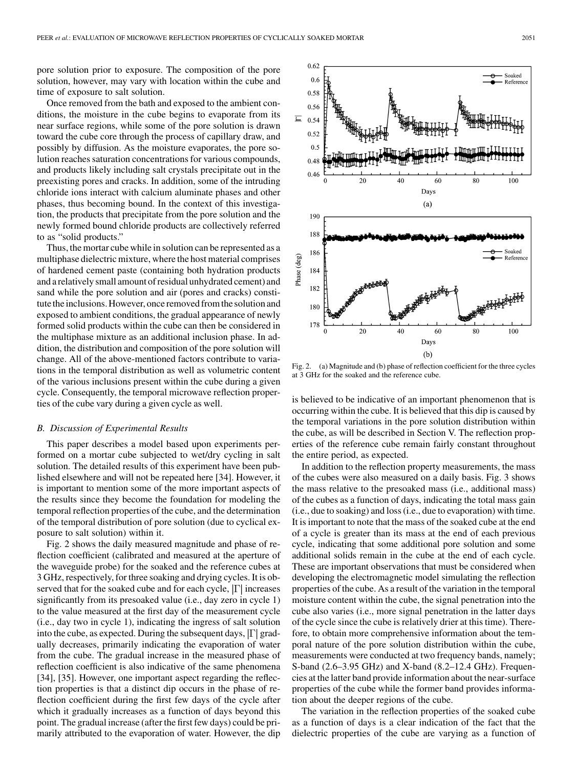pore solution prior to exposure. The composition of the pore solution, however, may vary with location within the cube and time of exposure to salt solution.

Once removed from the bath and exposed to the ambient conditions, the moisture in the cube begins to evaporate from its near surface regions, while some of the pore solution is drawn toward the cube core through the process of capillary draw, and possibly by diffusion. As the moisture evaporates, the pore solution reaches saturation concentrations for various compounds, and products likely including salt crystals precipitate out in the preexisting pores and cracks. In addition, some of the intruding chloride ions interact with calcium aluminate phases and other phases, thus becoming bound. In the context of this investigation, the products that precipitate from the pore solution and the newly formed bound chloride products are collectively referred to as "solid products."

Thus, the mortar cube while in solution can be represented as a multiphase dielectric mixture, where the host material comprises of hardened cement paste (containing both hydration products and a relatively small amount of residual unhydrated cement) and sand while the pore solution and air (pores and cracks) constitute the inclusions. However, once removed from the solution and exposed to ambient conditions, the gradual appearance of newly formed solid products within the cube can then be considered in the multiphase mixture as an additional inclusion phase. In addition, the distribution and composition of the pore solution will change. All of the above-mentioned factors contribute to variations in the temporal distribution as well as volumetric content of the various inclusions present within the cube during a given cycle. Consequently, the temporal microwave reflection properties of the cube vary during a given cycle as well.

### B. Discussion of Experimental Results

This paper describes a model based upon experiments performed on a mortar cube subjected to wet/dry cycling in salt solution. The detailed results of this experiment have been published elsewhere and will not be repeated here [34]. However, it is important to mention some of the more important aspects of the results since they become the foundation for modeling the temporal reflection properties of the cube, and the determination of the temporal distribution of pore solution (due to cyclical exposure to salt solution) within it.

Fig. 2 shows the daily measured magnitude and phase of reflection coefficient (calibrated and measured at the aperture of the waveguide probe) for the soaked and the reference cubes at 3 GHz, respectively, for three soaking and drying cycles. It is observed that for the soaked cube and for each cycle, $|\Gamma|$ increases significantly from its presoaked value (i.e., day zero in cycle 1) to the value measured at the first day of the measurement cycle (i.e., day two in cycle 1), indicating the ingress of salt solution into the cube, as expected. During the subsequent days, $|\Gamma|$ gradually decreases, primarily indicating the evaporation of water from the cube. The gradual increase in the measured phase of reflection coefficient is also indicative of the same phenomena [34], [35]. However, one important aspect regarding the reflection properties is that a distinct dip occurs in the phase of reflection coefficient during the first few days of the cycle after which it gradually increases as a function of days beyond this point. The gradual increase (after the first few days) could be primarily attributed to the evaporation of water. However, the dip

0.62
0.6
0.58
0.56
0.54
0.52
0.5
0.48
0.46
$|\Gamma|$
0
20
40
60
80
100
Days
Soaked
Reference
(a)

190
188
186
184
182
180
178
Phase (deg)
0
20
40
60
80
100
Days
Soaked
Reference
(b)

Fig. 2. (a) Magnitude and (b) phase of reflection coefficient for the three cycles at 3 GHz for the soaked and the reference cube.

is believed to be indicative of an important phenomenon that is occurring within the cube. It is believed that this dip is caused by the temporal variations in the pore solution distribution within the cube, as will be described in Section V. The reflection properties of the reference cube remain fairly constant throughout the entire period, as expected.

In addition to the reflection property measurements, the mass of the cubes were also measured on a daily basis. Fig. 3 shows the mass relative to the presoaked mass (i.e., additional mass) of the cubes as a function of days, indicating the total mass gain (i.e., due to soaking) and loss (i.e., due to evaporation) with time. It is important to note that the mass of the soaked cube at the end of a cycle is greater than its mass at the end of each previous cycle, indicating that some additional pore solution and some additional solids remain in the cube at the end of each cycle. These are important observations that must be considered when developing the electromagnetic model simulating the reflection properties of the cube. As a result of the variation in the temporal moisture content within the cube, the signal penetration into the cube also varies (i.e., more signal penetration in the latter days of the cycle since the cube is relatively drier at this time). Therefore, to obtain more comprehensive information about the temporal nature of the pore solution distribution within the cube, measurements were conducted at two frequency bands, namely; S-band (2.6–3.95 GHz) and X-band (8.2–12.4 GHz). Frequencies at the latter band provide information about the near-surface properties of the cube while the former band provides information about the deeper regions of the cube.

The variation in the reflection properties of the soaked cube as a function of days is a clear indication of the fact that the dielectric properties of the cube are varying as a function of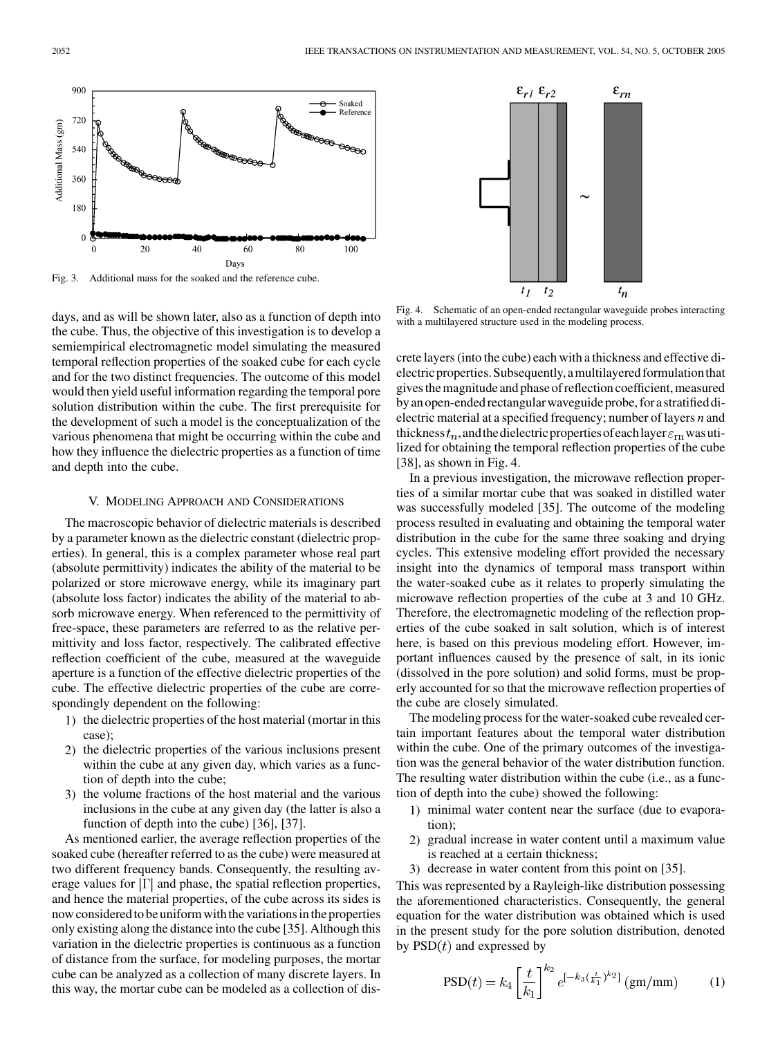900
720
540
360
180
0
0 20 40 60 80 100
Days
Additional Mass (gm)
Soaked
Reference

Fig. 3. Additional mass for the soaked and the reference cube.

days, and as will be shown later, also as a function of depth into the cube. Thus, the objective of this investigation is to develop a semiempirical electromagnetic model simulating the measured temporal reflection properties of the soaked cube for each cycle and for the two distinct frequencies. The outcome of this model would then yield useful information regarding the temporal pore solution distribution within the cube. The first prerequisite for the development of such a model is the conceptualization of the various phenomena that might be occurring within the cube and how they influence the dielectric properties as a function of time and depth into the cube.

## V. Modeling Approach and Considerations

The macroscopic behavior of dielectric materials is described by a parameter known as the dielectric constant (dielectric properties). In general, this is a complex parameter whose real part (absolute permittivity) indicates the ability of the material to be polarized or store microwave energy, while its imaginary part (absolute loss factor) indicates the ability of the material to absorb microwave energy. When referenced to the permittivity of free-space, these parameters are referred to as the relative permittivity and loss factor, respectively. The calibrated effective reflection coefficient of the cube, measured at the waveguide aperture is a function of the effective dielectric properties of the cube. The effective dielectric properties of the cube are correspondingly dependent on the following:

1) the dielectric properties of the host material (mortar in this case);
2) the dielectric properties of the various inclusions present within the cube at any given day, which varies as a function of depth into the cube;
3) the volume fractions of the host material and the various inclusions in the cube at any given day (the latter is also a function of depth into the cube) [36], [37].

As mentioned earlier, the average reflection properties of the soaked cube (hereafter referred to as the cube) were measured at two different frequency bands. Consequently, the resulting average values for $|\Gamma|$ and phase, the spatial reflection properties, and hence the material properties, of the cube across its sides is now considered to be uniform with the variations in the properties only existing along the distance into the cube [35]. Although this variation in the dielectric properties is continuous as a function of distance from the surface, for modeling purposes, the mortar cube can be analyzed as a collection of many discrete layers. In this way, the mortar cube can be modeled as a collection of discrete layers (into the cube) each with a thickness and effective dielectric properties. Subsequently, a multilayered formulation that gives the magnitude and phase of reflection coefficient, measured by an open-ended rectangular waveguide probe, for a stratified dielectric material at a specified frequency; number of layers *n* and thickness $t_n$, and the dielectric properties of each layer $\varepsilon_{rn}$ was utilized for obtaining the temporal reflection properties of the cube [38], as shown in Fig. 4.

$\varepsilon_{r1}$ $\varepsilon_{r2}$ $\varepsilon_{rn}$
~
$t_1$ $t_2$ $t_n$

Fig. 4. Schematic of an open-ended rectangular waveguide probes interacting with a multilayered structure used in the modeling process.

In a previous investigation, the microwave reflection properties of a similar mortar cube that was soaked in distilled water was successfully modeled [35]. The outcome of the modeling process resulted in evaluating and obtaining the temporal water distribution in the cube for the same three soaking and drying cycles. This extensive modeling effort provided the necessary insight into the dynamics of temporal mass transport within the water-soaked cube as it relates to properly simulating the microwave reflection properties of the cube at 3 and 10 GHz. Therefore, the electromagnetic modeling of the reflection properties of the cube soaked in salt solution, which is of interest here, is based on this previous modeling effort. However, important influences caused by the presence of salt, in its ionic (dissolved in the pore solution) and solid forms, must be properly accounted for so that the microwave reflection properties of the cube are closely simulated.

The modeling process for the water-soaked cube revealed certain important features about the temporal water distribution within the cube. One of the primary outcomes of the investigation was the general behavior of the water distribution function. The resulting water distribution within the cube (i.e., as a function of depth into the cube) showed the following:

1) minimal water content near the surface (due to evaporation);
2) gradual increase in water content until a maximum value is reached at a certain thickness;
3) decrease in water content from this point on [35].

This was represented by a Rayleigh-like distribution possessing the aforementioned characteristics. Consequently, the general equation for the water distribution was obtained which is used in the present study for the pore solution distribution, denoted by $\mathrm{PSD}(t)$ and expressed by

$$\mathrm{PSD}(t) = k_4 \left[\frac{t}{k_1}\right]^{k_2} e^{[-k_3 (\frac{t}{k_1})^{k_2}]}\ (\mathrm{gm/mm}) \qquad (1)$$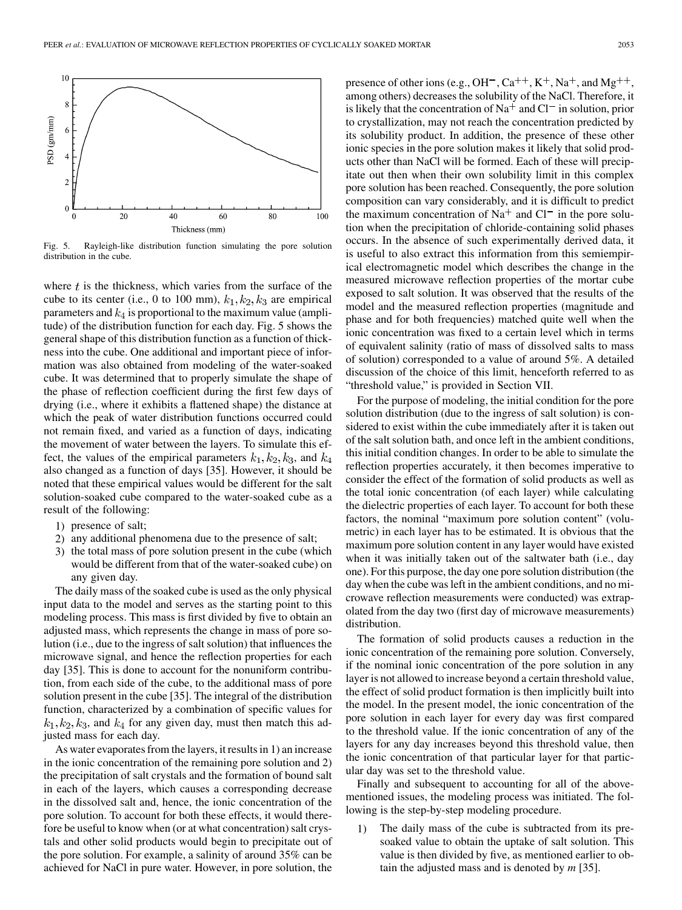PSD (gm/mm)

10
8
6
4
2
0

0 20 40 60 80 100

Thickness (mm)

Fig. 5. Rayleigh-like distribution function simulating the pore solution distribution in the cube.

where $t$ is the thickness, which varies from the surface of the cube to its center (i.e., 0 to 100 mm), $k_1, k_2, k_3$ are empirical parameters and $k_4$ is proportional to the maximum value (amplitude) of the distribution function for each day. Fig. 5 shows the general shape of this distribution function as a function of thickness into the cube. One additional and important piece of information was also obtained from modeling of the water-soaked cube. It was determined that to properly simulate the shape of the phase of reflection coefficient during the first few days of drying (i.e., where it exhibits a flattened shape) the distance at which the peak of water distribution functions occurred could not remain fixed, and varied as a function of days, indicating the movement of water between the layers. To simulate this effect, the values of the empirical parameters $k_1, k_2, k_3$, and $k_4$ also changed as a function of days [35]. However, it should be noted that these empirical values would be different for the salt solution-soaked cube compared to the water-soaked cube as a result of the following:

1) presence of salt;
2) any additional phenomena due to the presence of salt;
3) the total mass of pore solution present in the cube (which would be different from that of the water-soaked cube) on any given day.

The daily mass of the soaked cube is used as the only physical input data to the model and serves as the starting point to this modeling process. This mass is first divided by five to obtain an adjusted mass, which represents the change in mass of pore solution (i.e., due to the ingress of salt solution) that influences the microwave signal, and hence the reflection properties for each day [35]. This is done to account for the nonuniform contribution, from each side of the cube, to the additional mass of pore solution present in the cube [35]. The integral of the distribution function, characterized by a combination of specific values for $k_1, k_2, k_3$, and $k_4$ for any given day, must then match this adjusted mass for each day.

As water evaporates from the layers, it results in 1) an increase in the ionic concentration of the remaining pore solution and 2) the precipitation of salt crystals and the formation of bound salt in each of the layers, which causes a corresponding decrease in the dissolved salt and, hence, the ionic concentration of the pore solution. To account for both these effects, it would therefore be useful to know when (or at what concentration) salt crystals and other solid products would begin to precipitate out of the pore solution. For example, a salinity of around 35% can be achieved for NaCl in pure water. However, in pore solution, the presence of other ions (e.g., $OH^-$, $Ca^{++}$, $K^+$, $Na^+$, and $Mg^{++}$, among others) decreases the solubility of the NaCl. Therefore, it is likely that the concentration of $Na^+$ and $Cl^-$ in solution, prior to crystallization, may not reach the concentration predicted by its solubility product. In addition, the presence of these other ionic species in the pore solution makes it likely that solid products other than NaCl will be formed. Each of these will precipitate out then when their own solubility limit in this complex pore solution has been reached. Consequently, the pore solution composition can vary considerably, and it is difficult to predict the maximum concentration of $Na^+$ and $Cl^-$ in the pore solution when the precipitation of chloride-containing solid phases occurs. In the absence of such experimentally derived data, it is useful to also extract this information from this semiempirical electromagnetic model which describes the change in the measured microwave reflection properties of the mortar cube exposed to salt solution. It was observed that the results of the model and the measured reflection properties (magnitude and phase and for both frequencies) matched quite well when the ionic concentration was fixed to a certain level which in terms of equivalent salinity (ratio of mass of dissolved salts to mass of solution) corresponded to a value of around 5%. A detailed discussion of the choice of this limit, henceforth referred to as "threshold value," is provided in Section VII.

For the purpose of modeling, the initial condition for the pore solution distribution (due to the ingress of salt solution) is considered to exist within the cube immediately after it is taken out of the salt solution bath, and once left in the ambient conditions, this initial condition changes. In order to be able to simulate the reflection properties accurately, it then becomes imperative to consider the effect of the formation of solid products as well as the total ionic concentration (of each layer) while calculating the dielectric properties of each layer. To account for both these factors, the nominal "maximum pore solution content" (volumetric) in each layer has to be estimated. It is obvious that the maximum pore solution content in any layer would have existed when it was initially taken out of the saltwater bath (i.e., day one). For this purpose, the day one pore solution distribution (the day when the cube was left in the ambient conditions, and no microwave reflection measurements were conducted) was extrapolated from the day two (first day of microwave measurements) distribution.

The formation of solid products causes a reduction in the ionic concentration of the remaining pore solution. Conversely, if the nominal ionic concentration of the pore solution in any layer is not allowed to increase beyond a certain threshold value, the effect of solid product formation is then implicitly built into the model. In the present model, the ionic concentration of the pore solution in each layer for every day was first compared to the threshold value. If the ionic concentration of any of the layers for any day increases beyond this threshold value, then the ionic concentration of that particular layer for that particular day was set to the threshold value.

Finally and subsequent to accounting for all of the above-mentioned issues, the modeling process was initiated. The following is the step-by-step modeling procedure.

1) The daily mass of the cube is subtracted from its presoaked value to obtain the uptake of salt solution. This value is then divided by five, as mentioned earlier to obtain the adjusted mass and is denoted by *m* [35].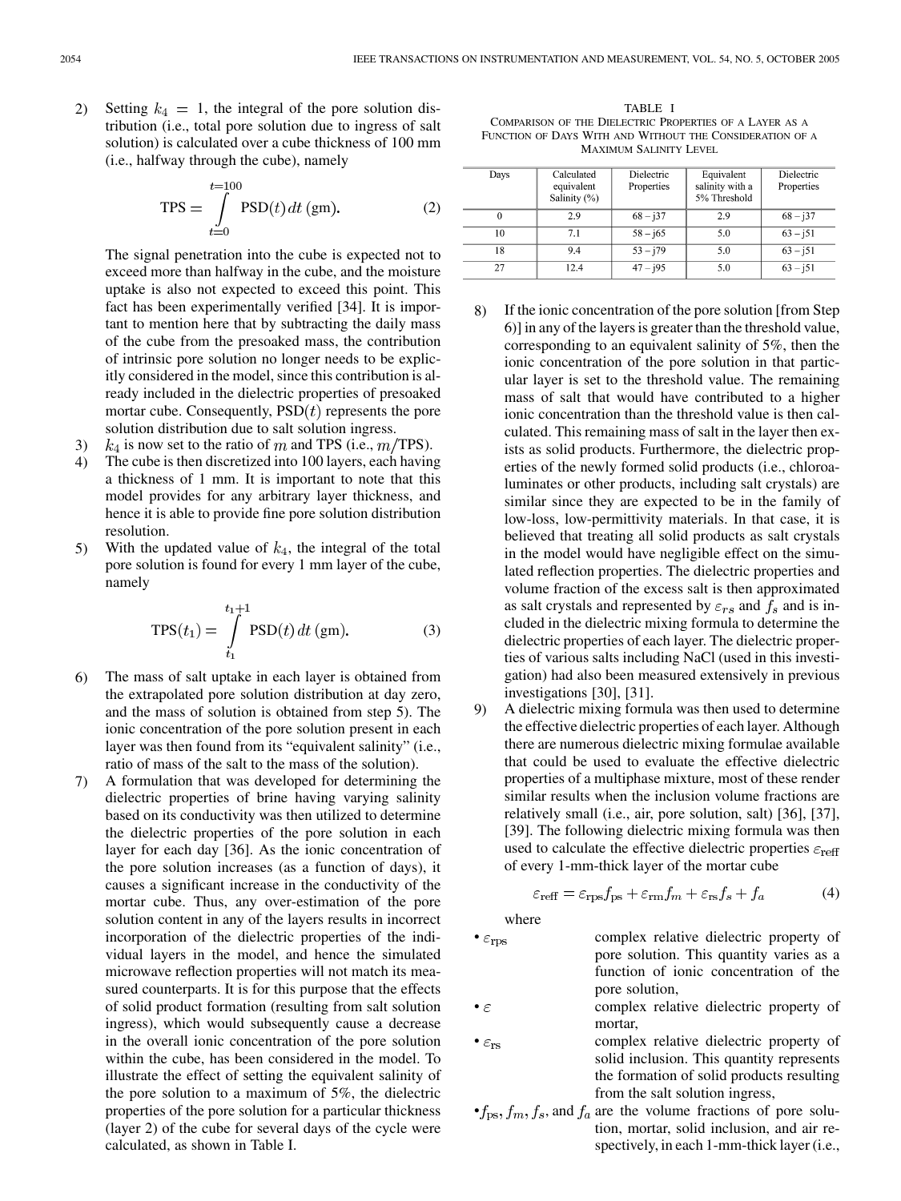2) Setting $k_4 = 1$, the integral of the pore solution distribution (i.e., total pore solution due to ingress of salt solution) is calculated over a cube thickness of 100 mm (i.e., halfway through the cube), namely

$$\mathrm{TPS} = \int_{t=0}^{t=100} \mathrm{PSD}(t)\,dt \text{ (gm)}. \tag{2}$$

The signal penetration into the cube is expected not to exceed more than halfway in the cube, and the moisture uptake is also not expected to exceed this point. This fact has been experimentally verified [34]. It is important to mention here that by subtracting the daily mass of the cube from the presoaked mass, the contribution of intrinsic pore solution no longer needs to be explicitly considered in the model, since this contribution is already included in the dielectric properties of presoaked mortar cube. Consequently, $\mathrm{PSD}(t)$ represents the pore solution distribution due to salt solution ingress.

3) $k_4$ is now set to the ratio of $m$ and TPS (i.e., $m/\mathrm{TPS}$).

4) The cube is then discretized into 100 layers, each having a thickness of 1 mm. It is important to note that this model provides for any arbitrary layer thickness, and hence it is able to provide fine pore solution distribution resolution.

5) With the updated value of $k_4$, the integral of the total pore solution is found for every 1 mm layer of the cube, namely

$$\mathrm{TPS}(t_1) = \int_{t_1}^{t_1+1} \mathrm{PSD}(t)\,dt \text{ (gm)}. \tag{3}$$

6) The mass of salt uptake in each layer is obtained from the extrapolated pore solution distribution at day zero, and the mass of solution is obtained from step 5). The ionic concentration of the pore solution present in each layer was then found from its "equivalent salinity" (i.e., ratio of mass of the salt to the mass of the solution).

7) A formulation that was developed for determining the dielectric properties of brine having varying salinity based on its conductivity was then utilized to determine the dielectric properties of the pore solution in each layer for each day [36]. As the ionic concentration of the pore solution increases (as a function of days), it causes a significant increase in the conductivity of the mortar cube. Thus, any over-estimation of the pore solution content in any of the layers results in incorrect incorporation of the dielectric properties of the individual layers in the model, and hence the simulated microwave reflection properties will not match its measured counterparts. It is for this purpose that the effects of solid product formation (resulting from salt solution ingress), which would subsequently cause a decrease in the overall ionic concentration of the pore solution within the cube, has been considered in the model. To illustrate the effect of setting the equivalent salinity of the pore solution to a maximum of 5%, the dielectric properties of the pore solution for a particular thickness (layer 2) of the cube for several days of the cycle were calculated, as shown in Table I.

TABLE I
COMPARISON OF THE DIELECTRIC PROPERTIES OF A LAYER AS A FUNCTION OF DAYS WITH AND WITHOUT THE CONSIDERATION OF A MAXIMUM SALINITY LEVEL

| Days | Calculated equivalent Salinity (%) | Dielectric Properties | Equivalent salinity with a 5% Threshold | Dielectric Properties |
|---|---|---|---|---|
| 0 | 2.9 | 68 – j37 | 2.9 | 68 – j37 |
| 10 | 7.1 | 58 – j65 | 5.0 | 63 – j51 |
| 18 | 9.4 | 53 – j79 | 5.0 | 63 – j51 |
| 27 | 12.4 | 47 – j95 | 5.0 | 63 – j51 |

8) If the ionic concentration of the pore solution [from Step 6)] in any of the layers is greater than the threshold value, corresponding to an equivalent salinity of 5%, then the ionic concentration of the pore solution in that particular layer is set to the threshold value. The remaining mass of salt that would have contributed to a higher ionic concentration than the threshold value is then calculated. This remaining mass of salt in the layer then exists as solid products. Furthermore, the dielectric properties of the newly formed solid products (i.e., chloroaluminates or other products, including salt crystals) are similar since they are expected to be in the family of low-loss, low-permittivity materials. In that case, it is believed that treating all solid products as salt crystals in the model would have negligible effect on the simulated reflection properties. The dielectric properties and volume fraction of the excess salt is then approximated as salt crystals and represented by $\varepsilon_{rs}$ and $f_s$ and is included in the dielectric mixing formula to determine the dielectric properties of each layer. The dielectric properties of various salts including NaCl (used in this investigation) had also been measured extensively in previous investigations [30], [31].

9) A dielectric mixing formula was then used to determine the effective dielectric properties of each layer. Although there are numerous dielectric mixing formulae available that could be used to evaluate the effective dielectric properties of a multiphase mixture, most of these render similar results when the inclusion volume fractions are relatively small (i.e., air, pore solution, salt) [36], [37], [39]. The following dielectric mixing formula was then used to calculate the effective dielectric properties $\varepsilon_{\mathrm{reff}}$ of every 1-mm-thick layer of the mortar cube

$$\varepsilon_{\mathrm{reff}} = \varepsilon_{\mathrm{rps}} f_{\mathrm{ps}} + \varepsilon_{\mathrm{rm}} f_m + \varepsilon_{\mathrm{rs}} f_s + f_a \tag{4}$$

where

- $\varepsilon_{\mathrm{rps}}$ complex relative dielectric property of pore solution. This quantity varies as a function of ionic concentration of the pore solution,
- $\varepsilon$ complex relative dielectric property of mortar,
- $\varepsilon_{\mathrm{rs}}$ complex relative dielectric property of solid inclusion. This quantity represents the formation of solid products resulting from the salt solution ingress,
- $f_{\mathrm{ps}}, f_m, f_s$, and $f_a$ are the volume fractions of pore solution, mortar, solid inclusion, and air respectively, in each 1-mm-thick layer (i.e.,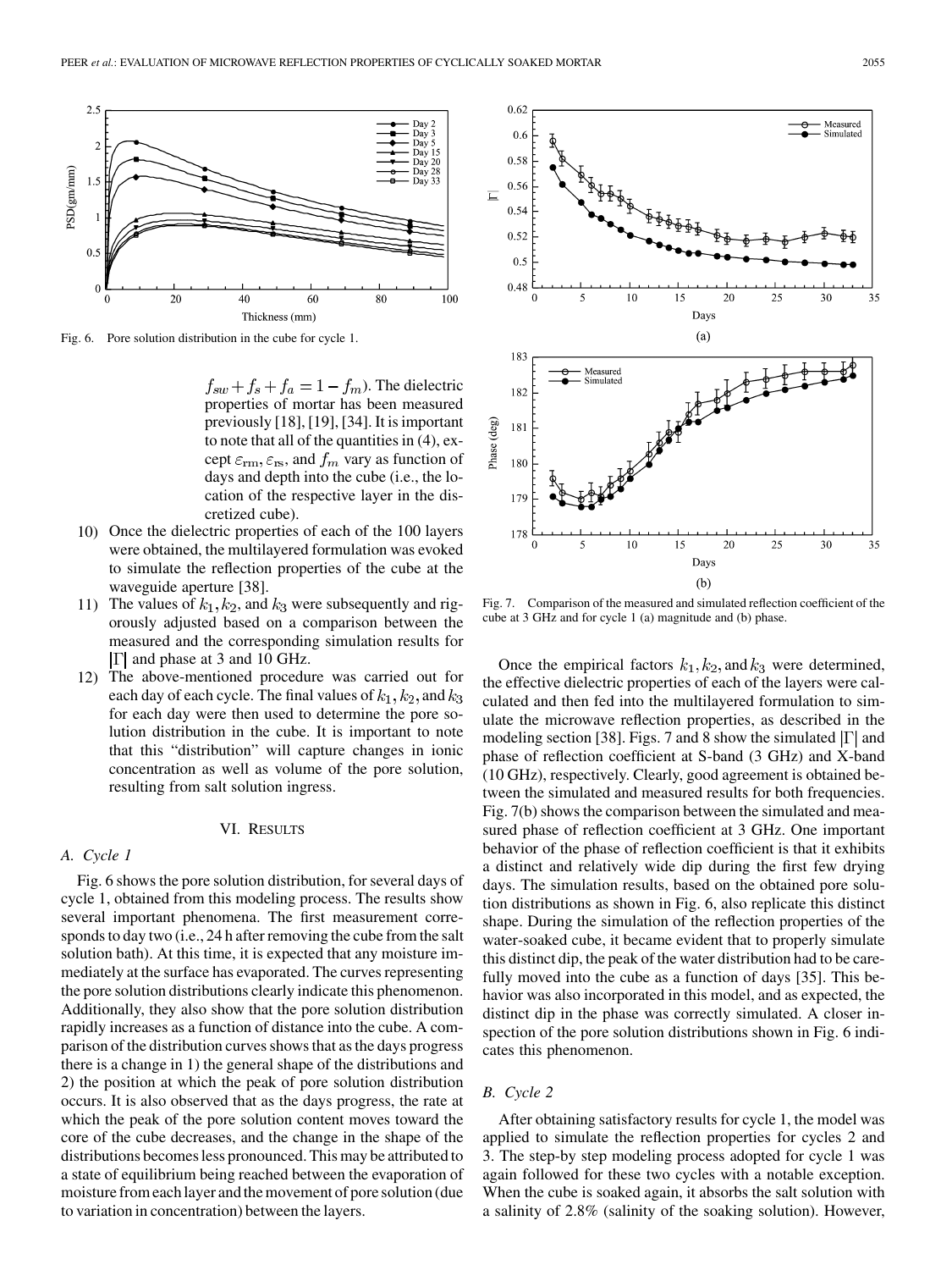Fig. 6. Pore solution distribution in the cube for cycle 1.

$f_{sw} + f_s + f_a = 1 - f_m$). The dielectric properties of mortar has been measured previously [18], [19], [34]. It is important to note that all of the quantities in (4), except $\varepsilon_{\rm rm}, \varepsilon_{\rm rs}$, and $f_m$ vary as function of days and depth into the cube (i.e., the location of the respective layer in the discretized cube).

10) Once the dielectric properties of each of the 100 layers were obtained, the multilayered formulation was evoked to simulate the reflection properties of the cube at the waveguide aperture [38].
11) The values of $k_1, k_2$, and $k_3$ were subsequently and rigorously adjusted based on a comparison between the measured and the corresponding simulation results for $|\Gamma|$ and phase at 3 and 10 GHz.
12) The above-mentioned procedure was carried out for each day of each cycle. The final values of $k_1, k_2$, and $k_3$ for each day were then used to determine the pore solution distribution in the cube. It is important to note that this "distribution" will capture changes in ionic concentration as well as volume of the pore solution, resulting from salt solution ingress.

## VI. Results

### A. Cycle 1

Fig. 6 shows the pore solution distribution, for several days of cycle 1, obtained from this modeling process. The results show several important phenomena. The first measurement corresponds to day two (i.e., 24 h after removing the cube from the salt solution bath). At this time, it is expected that any moisture immediately at the surface has evaporated. The curves representing the pore solution distributions clearly indicate this phenomenon. Additionally, they also show that the pore solution distribution rapidly increases as a function of distance into the cube. A comparison of the distribution curves shows that as the days progress there is a change in 1) the general shape of the distributions and 2) the position at which the peak of pore solution distribution occurs. It is also observed that as the days progress, the rate at which the peak of the pore solution content moves toward the core of the cube decreases, and the change in the shape of the distributions becomes less pronounced. This may be attributed to a state of equilibrium being reached between the evaporation of moisture from each layer and the movement of pore solution (due to variation in concentration) between the layers.

Fig. 7. Comparison of the measured and simulated reflection coefficient of the cube at 3 GHz and for cycle 1 (a) magnitude and (b) phase.

Once the empirical factors $k_1, k_2$, and $k_3$ were determined, the effective dielectric properties of each of the layers were calculated and then fed into the multilayered formulation to simulate the microwave reflection properties, as described in the modeling section [38]. Figs. 7 and 8 show the simulated $|\Gamma|$ and phase of reflection coefficient at S-band (3 GHz) and X-band (10 GHz), respectively. Clearly, good agreement is obtained between the simulated and measured results for both frequencies. Fig. 7(b) shows the comparison between the simulated and measured phase of reflection coefficient at 3 GHz. One important behavior of the phase of reflection coefficient is that it exhibits a distinct and relatively wide dip during the first few drying days. The simulation results, based on the obtained pore solution distributions as shown in Fig. 6, also replicate this distinct shape. During the simulation of the reflection properties of the water-soaked cube, it became evident that to properly simulate this distinct dip, the peak of the water distribution had to be carefully moved into the cube as a function of days [35]. This behavior was also incorporated in this model, and as expected, the distinct dip in the phase was correctly simulated. A closer inspection of the pore solution distributions shown in Fig. 6 indicates this phenomenon.

### B. Cycle 2

After obtaining satisfactory results for cycle 1, the model was applied to simulate the reflection properties for cycles 2 and 3. The step-by step modeling process adopted for cycle 1 was again followed for these two cycles with a notable exception. When the cube is soaked again, it absorbs the salt solution with a salinity of 2.8% (salinity of the soaking solution). However,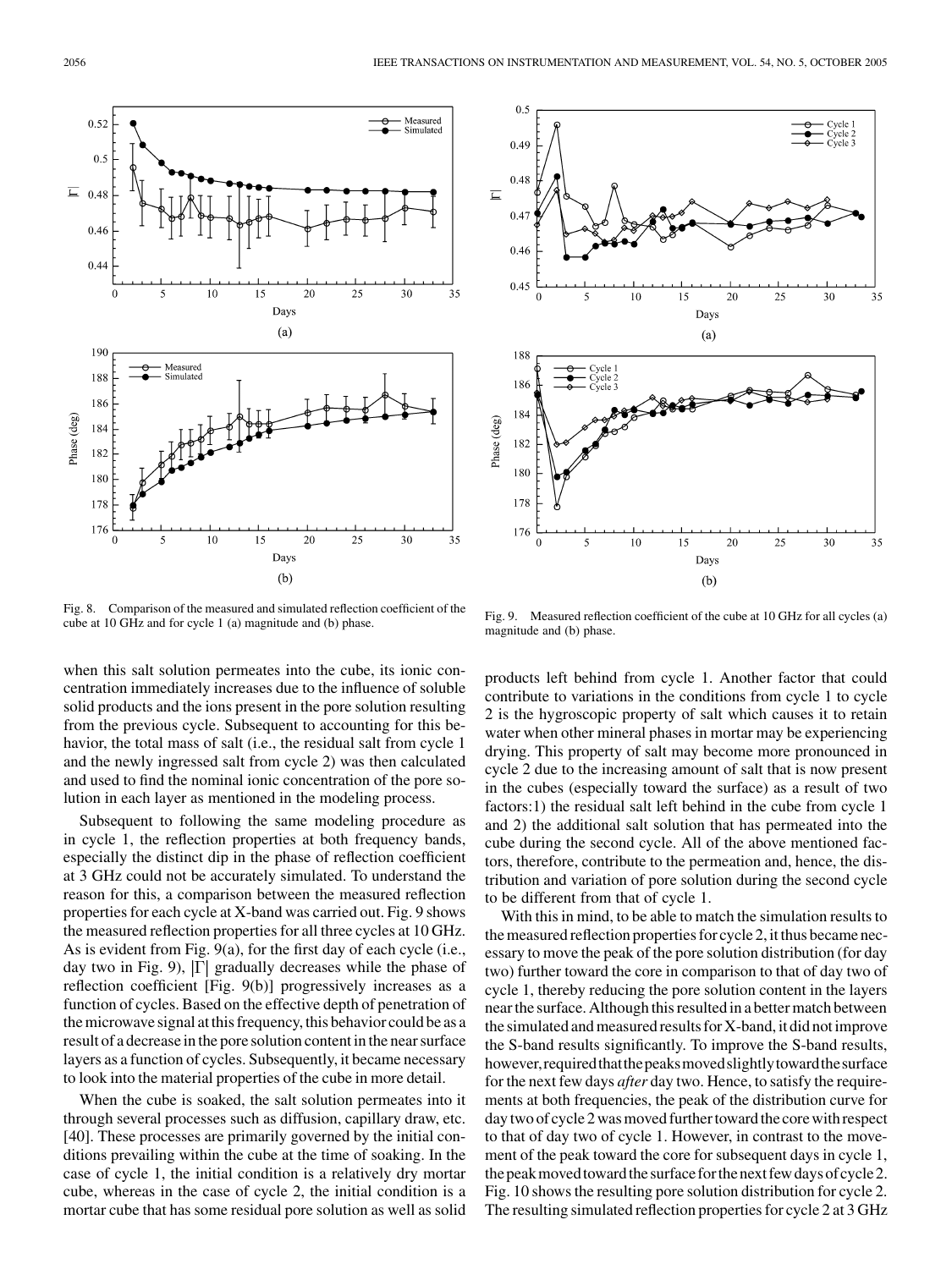Fig. 8. Comparison of the measured and simulated reflection coefficient of the cube at 10 GHz and for cycle 1 (a) magnitude and (b) phase.

Fig. 9. Measured reflection coefficient of the cube at 10 GHz for all cycles (a) magnitude and (b) phase.

when this salt solution permeates into the cube, its ionic concentration immediately increases due to the influence of soluble solid products and the ions present in the pore solution resulting from the previous cycle. Subsequent to accounting for this behavior, the total mass of salt (i.e., the residual salt from cycle 1 and the newly ingressed salt from cycle 2) was then calculated and used to find the nominal ionic concentration of the pore solution in each layer as mentioned in the modeling process.

Subsequent to following the same modeling procedure as in cycle 1, the reflection properties at both frequency bands, especially the distinct dip in the phase of reflection coefficient at 3 GHz could not be accurately simulated. To understand the reason for this, a comparison between the measured reflection properties for each cycle at X-band was carried out. Fig. 9 shows the measured reflection properties for all three cycles at 10 GHz. As is evident from Fig. 9(a), for the first day of each cycle (i.e., day two in Fig. 9), $|\Gamma|$ gradually decreases while the phase of reflection coefficient [Fig. 9(b)] progressively increases as a function of cycles. Based on the effective depth of penetration of the microwave signal at this frequency, this behavior could be as a result of a decrease in the pore solution content in the near surface layers as a function of cycles. Subsequently, it became necessary to look into the material properties of the cube in more detail.

When the cube is soaked, the salt solution permeates into it through several processes such as diffusion, capillary draw, etc. [40]. These processes are primarily governed by the initial conditions prevailing within the cube at the time of soaking. In the case of cycle 1, the initial condition is a relatively dry mortar cube, whereas in the case of cycle 2, the initial condition is a mortar cube that has some residual pore solution as well as solid products left behind from cycle 1. Another factor that could contribute to variations in the conditions from cycle 1 to cycle 2 is the hygroscopic property of salt which causes it to retain water when other mineral phases in mortar may be experiencing drying. This property of salt may become more pronounced in cycle 2 due to the increasing amount of salt that is now present in the cubes (especially toward the surface) as a result of two factors:1) the residual salt left behind in the cube from cycle 1 and 2) the additional salt solution that has permeated into the cube during the second cycle. All of the above mentioned factors, therefore, contribute to the permeation and, hence, the distribution and variation of pore solution during the second cycle to be different from that of cycle 1.

With this in mind, to be able to match the simulation results to the measured reflection properties for cycle 2, it thus became necessary to move the peak of the pore solution distribution (for day two) further toward the core in comparison to that of day two of cycle 1, thereby reducing the pore solution content in the layers near the surface. Although this resulted in a better match between the simulated and measured results for X-band, it did not improve the S-band results significantly. To improve the S-band results, however, required that the peaks moved slightly toward the surface for the next few days *after* day two. Hence, to satisfy the requirements at both frequencies, the peak of the distribution curve for day two of cycle 2 was moved further toward the core with respect to that of day two of cycle 1. However, in contrast to the movement of the peak toward the core for subsequent days in cycle 1, the peak moved toward the surface for the next few days of cycle 2. Fig. 10 shows the resulting pore solution distribution for cycle 2. The resulting simulated reflection properties for cycle 2 at 3 GHz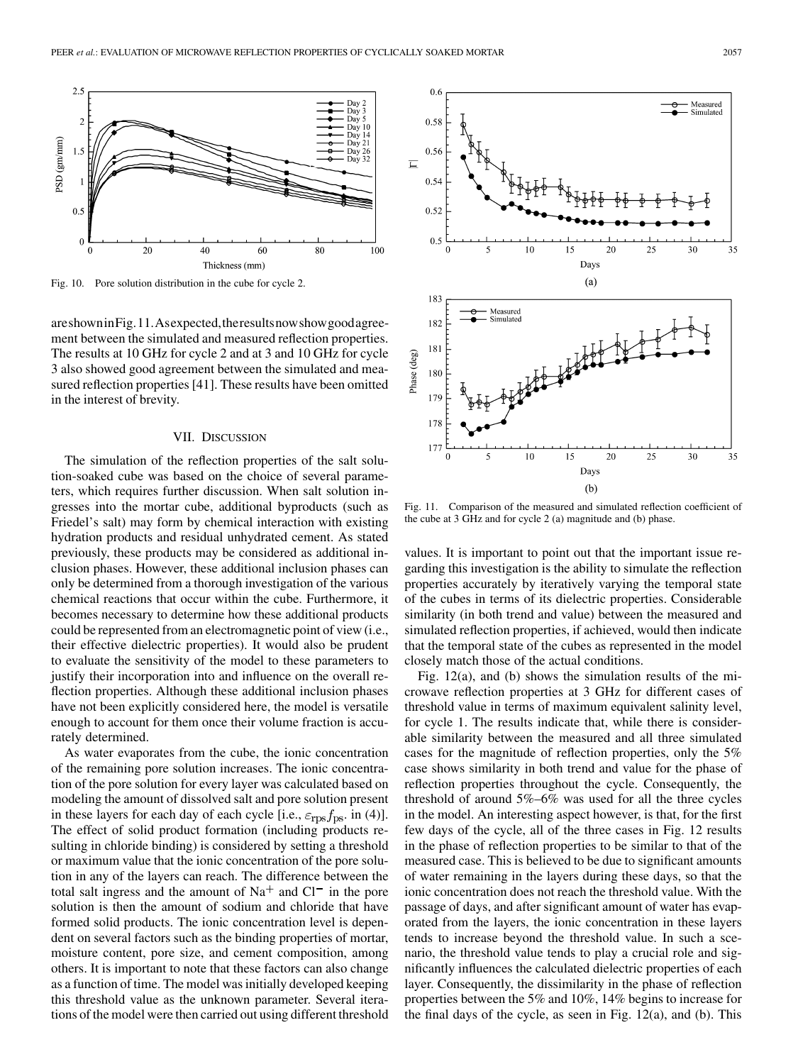Fig. 10. Pore solution distribution in the cube for cycle 2.

are shown in Fig. 11. As expected, the results now show good agreement between the simulated and measured reflection properties. The results at 10 GHz for cycle 2 and at 3 and 10 GHz for cycle 3 also showed good agreement between the simulated and measured reflection properties [41]. These results have been omitted in the interest of brevity.

## VII. Discussion

The simulation of the reflection properties of the salt solution-soaked cube was based on the choice of several parameters, which requires further discussion. When salt solution ingresses into the mortar cube, additional byproducts (such as Friedel's salt) may form by chemical interaction with existing hydration products and residual unhydrated cement. As stated previously, these products may be considered as additional inclusion phases. However, these additional inclusion phases can only be determined from a thorough investigation of the various chemical reactions that occur within the cube. Furthermore, it becomes necessary to determine how these additional products could be represented from an electromagnetic point of view (i.e., their effective dielectric properties). It would also be prudent to evaluate the sensitivity of the model to these parameters to justify their incorporation into and influence on the overall reflection properties. Although these additional inclusion phases have not been explicitly considered here, the model is versatile enough to account for them once their volume fraction is accurately determined.

As water evaporates from the cube, the ionic concentration of the remaining pore solution increases. The ionic concentration of the pore solution for every layer was calculated based on modeling the amount of dissolved salt and pore solution present in these layers for each day of each cycle [i.e., $\varepsilon_{\rm rps} f_{\rm ps}$. in (4)]. The effect of solid product formation (including products resulting in chloride binding) is considered by setting a threshold or maximum value that the ionic concentration of the pore solution in any of the layers can reach. The difference between the total salt ingress and the amount of $Na^+$ and $Cl^-$ in the pore solution is then the amount of sodium and chloride that have formed solid products. The ionic concentration level is dependent on several factors such as the binding properties of mortar, moisture content, pore size, and cement composition, among others. It is important to note that these factors can also change as a function of time. The model was initially developed keeping this threshold value as the unknown parameter. Several iterations of the model were then carried out using different threshold values. It is important to point out that the important issue regarding this investigation is the ability to simulate the reflection properties accurately by iteratively varying the temporal state of the cubes in terms of its dielectric properties. Considerable similarity (in both trend and value) between the measured and simulated reflection properties, if achieved, would then indicate that the temporal state of the cubes as represented in the model closely match those of the actual conditions.

Fig. 11. Comparison of the measured and simulated reflection coefficient of the cube at 3 GHz and for cycle 2 (a) magnitude and (b) phase.

Fig. 12(a), and (b) shows the simulation results of the microwave reflection properties at 3 GHz for different cases of threshold value in terms of maximum equivalent salinity level, for cycle 1. The results indicate that, while there is considerable similarity between the measured and all three simulated cases for the magnitude of reflection properties, only the 5% case shows similarity in both trend and value for the phase of reflection properties throughout the cycle. Consequently, the threshold of around 5%–6% was used for all the three cycles in the model. An interesting aspect however, is that, for the first few days of the cycle, all of the three cases in Fig. 12 results in the phase of reflection properties to be similar to that of the measured case. This is believed to be due to significant amounts of water remaining in the layers during these days, so that the ionic concentration does not reach the threshold value. With the passage of days, and after significant amount of water has evaporated from the layers, the ionic concentration in these layers tends to increase beyond the threshold value. In such a scenario, the threshold value tends to play a crucial role and significantly influences the calculated dielectric properties of each layer. Consequently, the dissimilarity in the phase of reflection properties between the 5% and 10%, 14% begins to increase for the final days of the cycle, as seen in Fig. 12(a), and (b). This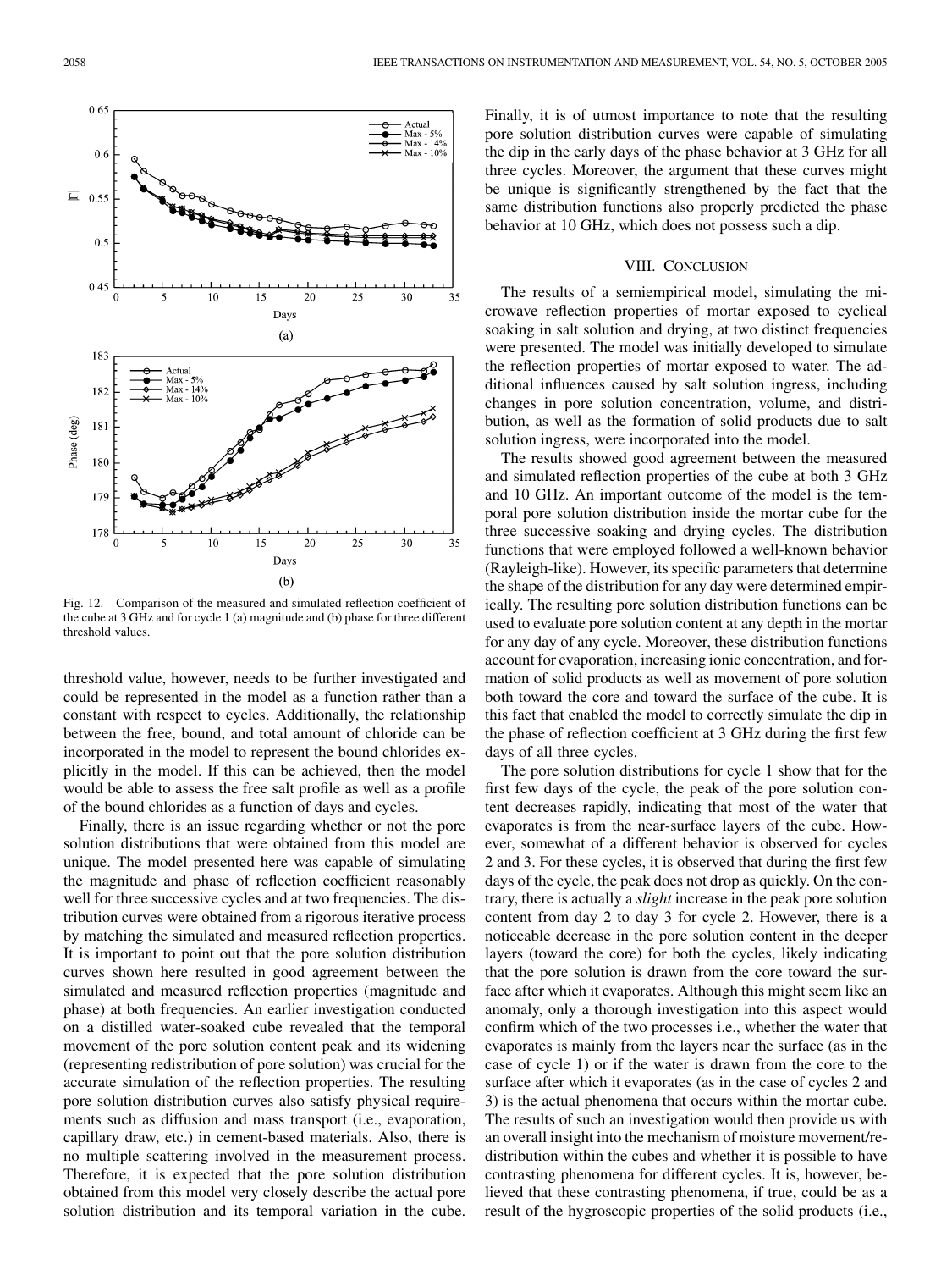0.65
0.6
0.55
0.5
0.45
|Γ|
0 5 10 15 20 25 30 35
Days
Actual
Max - 5%
Max - 14%
Max - 10%
(a)

183
182
181
180
179
178
Phase (deg)
0 5 10 15 20 25 30 35
Days
Actual
Max - 5%
Max - 14%
Max - 10%
(b)

Fig. 12. Comparison of the measured and simulated reflection coefficient of the cube at 3 GHz and for cycle 1 (a) magnitude and (b) phase for three different threshold values.

threshold value, however, needs to be further investigated and could be represented in the model as a function rather than a constant with respect to cycles. Additionally, the relationship between the free, bound, and total amount of chloride can be incorporated in the model to represent the bound chlorides explicitly in the model. If this can be achieved, then the model would be able to assess the free salt profile as well as a profile of the bound chlorides as a function of days and cycles.

Finally, there is an issue regarding whether or not the pore solution distributions that were obtained from this model are unique. The model presented here was capable of simulating the magnitude and phase of reflection coefficient reasonably well for three successive cycles and at two frequencies. The distribution curves were obtained from a rigorous iterative process by matching the simulated and measured reflection properties. It is important to point out that the pore solution distribution curves shown here resulted in good agreement between the simulated and measured reflection properties (magnitude and phase) at both frequencies. An earlier investigation conducted on a distilled water-soaked cube revealed that the temporal movement of the pore solution content peak and its widening (representing redistribution of pore solution) was crucial for the accurate simulation of the reflection properties. The resulting pore solution distribution curves also satisfy physical requirements such as diffusion and mass transport (i.e., evaporation, capillary draw, etc.) in cement-based materials. Also, there is no multiple scattering involved in the measurement process. Therefore, it is expected that the pore solution distribution obtained from this model very closely describe the actual pore solution distribution and its temporal variation in the cube. Finally, it is of utmost importance to note that the resulting pore solution distribution curves were capable of simulating the dip in the early days of the phase behavior at 3 GHz for all three cycles. Moreover, the argument that these curves might be unique is significantly strengthened by the fact that the same distribution functions also properly predicted the phase behavior at 10 GHz, which does not possess such a dip.

## VIII. Conclusion

The results of a semiempirical model, simulating the microwave reflection properties of mortar exposed to cyclical soaking in salt solution and drying, at two distinct frequencies were presented. The model was initially developed to simulate the reflection properties of mortar exposed to water. The additional influences caused by salt solution ingress, including changes in pore solution concentration, volume, and distribution, as well as the formation of solid products due to salt solution ingress, were incorporated into the model.

The results showed good agreement between the measured and simulated reflection properties of the cube at both 3 GHz and 10 GHz. An important outcome of the model is the temporal pore solution distribution inside the mortar cube for the three successive soaking and drying cycles. The distribution functions that were employed followed a well-known behavior (Rayleigh-like). However, its specific parameters that determine the shape of the distribution for any day were determined empirically. The resulting pore solution distribution functions can be used to evaluate pore solution content at any depth in the mortar for any day of any cycle. Moreover, these distribution functions account for evaporation, increasing ionic concentration, and formation of solid products as well as movement of pore solution both toward the core and toward the surface of the cube. It is this fact that enabled the model to correctly simulate the dip in the phase of reflection coefficient at 3 GHz during the first few days of all three cycles.

The pore solution distributions for cycle 1 show that for the first few days of the cycle, the peak of the pore solution content decreases rapidly, indicating that most of the water that evaporates is from the near-surface layers of the cube. However, somewhat of a different behavior is observed for cycles 2 and 3. For these cycles, it is observed that during the first few days of the cycle, the peak does not drop as quickly. On the contrary, there is actually a *slight* increase in the peak pore solution content from day 2 to day 3 for cycle 2. However, there is a noticeable decrease in the pore solution content in the deeper layers (toward the core) for both the cycles, likely indicating that the pore solution is drawn from the core toward the surface after which it evaporates. Although this might seem like an anomaly, only a thorough investigation into this aspect would confirm which of the two processes i.e., whether the water that evaporates is mainly from the layers near the surface (as in the case of cycle 1) or if the water is drawn from the core to the surface after which it evaporates (as in the case of cycles 2 and 3) is the actual phenomena that occurs within the mortar cube. The results of such an investigation would then provide us with an overall insight into the mechanism of moisture movement/redistribution within the cubes and whether it is possible to have contrasting phenomena for different cycles. It is, however, believed that these contrasting phenomena, if true, could be as a result of the hygroscopic properties of the solid products (i.e.,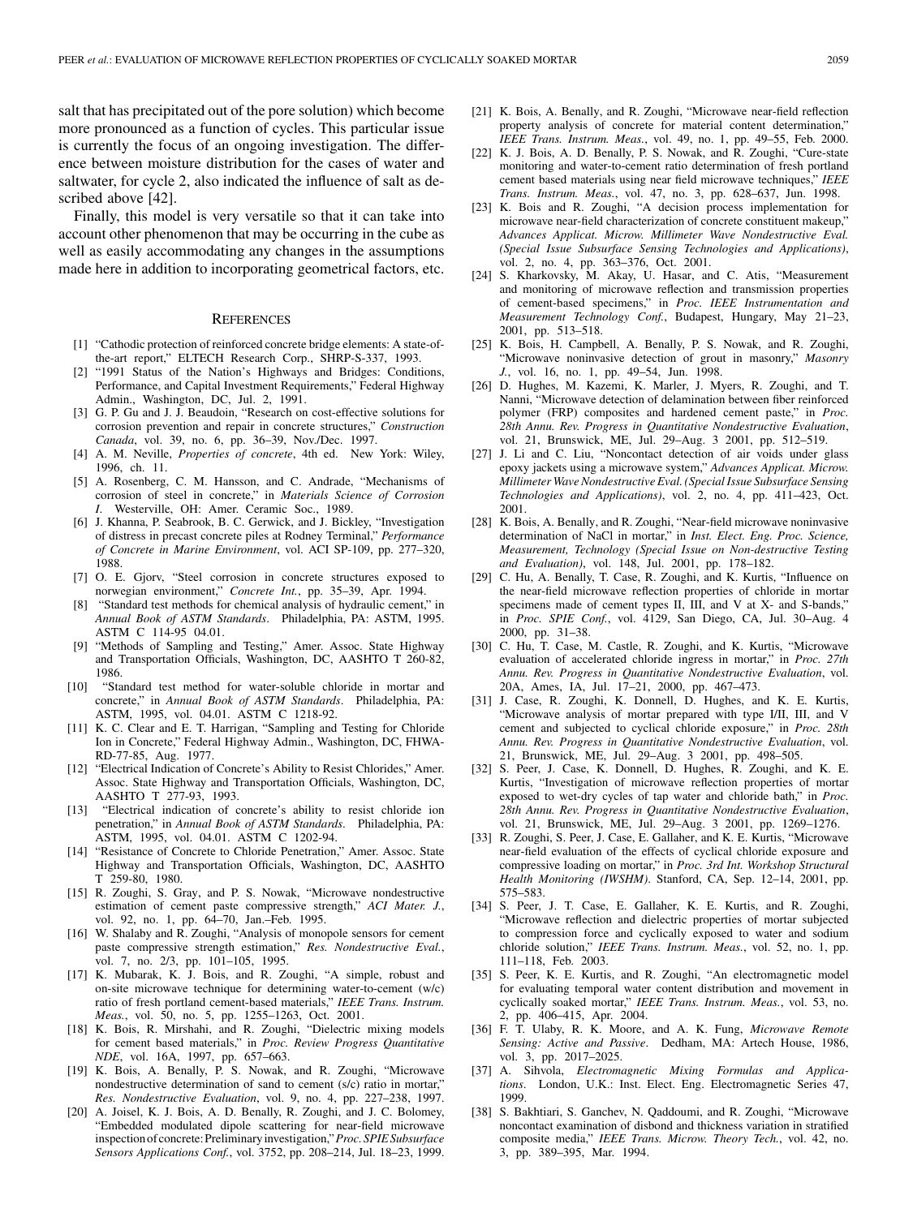salt that has precipitated out of the pore solution) which become more pronounced as a function of cycles. This particular issue is currently the focus of an ongoing investigation. The difference between moisture distribution for the cases of water and saltwater, for cycle 2, also indicated the influence of salt as described above [42].

Finally, this model is very versatile so that it can take into account other phenomenon that may be occurring in the cube as well as easily accommodating any changes in the assumptions made here in addition to incorporating geometrical factors, etc.

## References

[1] "Cathodic protection of reinforced concrete bridge elements: A state-of-the-art report," ELTECH Research Corp., SHRP-S-337, 1993.

[2] "1991 Status of the Nation's Highways and Bridges: Conditions, Performance, and Capital Investment Requirements," Federal Highway Admin., Washington, DC, Jul. 2, 1991.

[3] G. P. Gu and J. J. Beaudoin, "Research on cost-effective solutions for corrosion prevention and repair in concrete structures," *Construction Canada*, vol. 39, no. 6, pp. 36–39, Nov./Dec. 1997.

[4] A. M. Neville, *Properties of concrete*, 4th ed. New York: Wiley, 1996, ch. 11.

[5] A. Rosenberg, C. M. Hansson, and C. Andrade, "Mechanisms of corrosion of steel in concrete," in *Materials Science of Corrosion I*. Westerville, OH: Amer. Ceramic Soc., 1989.

[6] J. Khanna, P. Seabrook, B. C. Gerwick, and J. Bickley, "Investigation of distress in precast concrete piles at Rodney Terminal," *Performance of Concrete in Marine Environment*, vol. ACI SP-109, pp. 277–320, 1988.

[7] O. E. Gjorv, "Steel corrosion in concrete structures exposed to norwegian environment," *Concrete Int.*, pp. 35–39, Apr. 1994.

[8] "Standard test methods for chemical analysis of hydraulic cement," in *Annual Book of ASTM Standards*. Philadelphia, PA: ASTM, 1995. ASTM C 114-95 04.01.

[9] "Methods of Sampling and Testing," Amer. Assoc. State Highway and Transportation Officials, Washington, DC, AASHTO T 260-82, 1986.

[10] "Standard test method for water-soluble chloride in mortar and concrete," in *Annual Book of ASTM Standards*. Philadelphia, PA: ASTM, 1995, vol. 04.01. ASTM C 1218-92.

[11] K. C. Clear and E. T. Harrigan, "Sampling and Testing for Chloride Ion in Concrete," Federal Highway Admin., Washington, DC, FHWA-RD-77-85, Aug. 1977.

[12] "Electrical Indication of Concrete's Ability to Resist Chlorides," Amer. Assoc. State Highway and Transportation Officials, Washington, DC, AASHTO T 277-93, 1993.

[13] "Electrical indication of concrete's ability to resist chloride ion penetration," in *Annual Book of ASTM Standards*. Philadelphia, PA: ASTM, 1995, vol. 04.01. ASTM C 1202-94.

[14] "Resistance of Concrete to Chloride Penetration," Amer. Assoc. State Highway and Transportation Officials, Washington, DC, AASHTO T 259-80, 1980.

[15] R. Zoughi, S. Gray, and P. S. Nowak, "Microwave nondestructive estimation of cement paste compressive strength," *ACI Mater. J.*, vol. 92, no. 1, pp. 64–70, Jan.–Feb. 1995.

[16] W. Shalaby and R. Zoughi, "Analysis of monopole sensors for cement paste compressive strength estimation," *Res. Nondestructive Eval.*, vol. 7, no. 2/3, pp. 101–105, 1995.

[17] K. Mubarak, K. J. Bois, and R. Zoughi, "A simple, robust and on-site microwave technique for determining water-to-cement (w/c) ratio of fresh portland cement-based materials," *IEEE Trans. Instrum. Meas.*, vol. 50, no. 5, pp. 1255–1263, Oct. 2001.

[18] K. Bois, R. Mirshahi, and R. Zoughi, "Dielectric mixing models for cement based materials," in *Proc. Review Progress Quantitative NDE*, vol. 16A, 1997, pp. 657–663.

[19] K. Bois, A. Benally, P. S. Nowak, and R. Zoughi, "Microwave nondestructive determination of sand to cement (s/c) ratio in mortar," *Res. Nondestructive Evaluation*, vol. 9, no. 4, pp. 227–238, 1997.

[20] A. Joisel, K. J. Bois, A. D. Benally, R. Zoughi, and J. C. Bolomey, "Embedded modulated dipole scattering for near-field microwave inspection of concrete: Preliminary investigation," *Proc. SPIE Subsurface Sensors Applications Conf.*, vol. 3752, pp. 208–214, Jul. 18–23, 1999.

[21] K. Bois, A. Benally, and R. Zoughi, "Microwave near-field reflection property analysis of concrete for material content determination," *IEEE Trans. Instrum. Meas.*, vol. 49, no. 1, pp. 49–55, Feb. 2000.

[22] K. J. Bois, A. D. Benally, P. S. Nowak, and R. Zoughi, "Cure-state monitoring and water-to-cement ratio determination of fresh portland cement based materials using near field microwave techniques," *IEEE Trans. Instrum. Meas.*, vol. 47, no. 3, pp. 628–637, Jun. 1998.

[23] K. Bois and R. Zoughi, "A decision process implementation for microwave near-field characterization of concrete constituent makeup," *Advances Applicat. Microw. Millimeter Wave Nondestructive Eval. (Special Issue Subsurface Sensing Technologies and Applications)*, vol. 2, no. 4, pp. 363–376, Oct. 2001.

[24] S. Kharkovsky, M. Akay, U. Hasar, and C. Atis, "Measurement and monitoring of microwave reflection and transmission properties of cement-based specimens," in *Proc. IEEE Instrumentation and Measurement Technology Conf.*, Budapest, Hungary, May 21–23, 2001, pp. 513–518.

[25] K. Bois, H. Campbell, A. Benally, P. S. Nowak, and R. Zoughi, "Microwave noninvasive detection of grout in masonry," *Masonry J.*, vol. 16, no. 1, pp. 49–54, Jun. 1998.

[26] D. Hughes, M. Kazemi, K. Marler, J. Myers, R. Zoughi, and T. Nanni, "Microwave detection of delamination between fiber reinforced polymer (FRP) composites and hardened cement paste," in *Proc. 28th Annu. Rev. Progress in Quantitative Nondestructive Evaluation*, vol. 21, Brunswick, ME, Jul. 29–Aug. 3 2001, pp. 512–519.

[27] J. Li and C. Liu, "Noncontact detection of air voids under glass epoxy jackets using a microwave system," *Advances Applicat. Microw. Millimeter Wave Nondestructive Eval. (Special Issue Subsurface Sensing Technologies and Applications)*, vol. 2, no. 4, pp. 411–423, Oct. 2001.

[28] K. Bois, A. Benally, and R. Zoughi, "Near-field microwave noninvasive determination of NaCl in mortar," in *Inst. Elect. Eng. Proc. Science, Measurement, Technology (Special Issue on Non-destructive Testing and Evaluation)*, vol. 148, Jul. 2001, pp. 178–182.

[29] C. Hu, A. Benally, T. Case, R. Zoughi, and K. Kurtis, "Influence on the near-field microwave reflection properties of chloride in mortar specimens made of cement types II, III, and V at X- and S-bands," in *Proc. SPIE Conf.*, vol. 4129, San Diego, CA, Jul. 30–Aug. 4 2000, pp. 31–38.

[30] C. Hu, T. Case, M. Castle, R. Zoughi, and K. Kurtis, "Microwave evaluation of accelerated chloride ingress in mortar," in *Proc. 27th Annu. Rev. Progress in Quantitative Nondestructive Evaluation*, vol. 20A, Ames, IA, Jul. 17–21, 2000, pp. 467–473.

[31] J. Case, R. Zoughi, K. Donnell, D. Hughes, and K. E. Kurtis, "Microwave analysis of mortar prepared with type I/II, III, and V cement and subjected to cyclical chloride exposure," in *Proc. 28th Annu. Rev. Progress in Quantitative Nondestructive Evaluation*, vol. 21, Brunswick, ME, Jul. 29–Aug. 3 2001, pp. 498–505.

[32] S. Peer, J. Case, K. Donnell, D. Hughes, R. Zoughi, and K. E. Kurtis, "Investigation of microwave reflection properties of mortar exposed to wet-dry cycles of tap water and chloride bath," in *Proc. 28th Annu. Rev. Progress in Quantitative Nondestructive Evaluation*, vol. 21, Brunswick, ME, Jul. 29–Aug. 3 2001, pp. 1269–1276.

[33] R. Zoughi, S. Peer, J. Case, E. Gallaher, and K. E. Kurtis, "Microwave near-field evaluation of the effects of cyclical chloride exposure and compressive loading on mortar," in *Proc. 3rd Int. Workshop Structural Health Monitoring (IWSHM)*. Stanford, CA, Sep. 12–14, 2001, pp. 575–583.

[34] S. Peer, J. T. Case, E. Gallaher, K. E. Kurtis, and R. Zoughi, "Microwave reflection and dielectric properties of mortar subjected to compression force and cyclically exposed to water and sodium chloride solution," *IEEE Trans. Instrum. Meas.*, vol. 52, no. 1, pp. 111–118, Feb. 2003.

[35] S. Peer, K. E. Kurtis, and R. Zoughi, "An electromagnetic model for evaluating temporal water content distribution and movement in cyclically soaked mortar," *IEEE Trans. Instrum. Meas.*, vol. 53, no. 2, pp. 406–415, Apr. 2004.

[36] F. T. Ulaby, R. K. Moore, and A. K. Fung, *Microwave Remote Sensing: Active and Passive*. Dedham, MA: Artech House, 1986, vol. 3, pp. 2017–2025.

[37] A. Sihvola, *Electromagnetic Mixing Formulas and Applications*. London, U.K.: Inst. Elect. Eng. Electromagnetic Series 47, 1999.

[38] S. Bakhtiari, S. Ganchev, N. Qaddoumi, and R. Zoughi, "Microwave noncontact examination of disbond and thickness variation in stratified composite media," *IEEE Trans. Microw. Theory Tech.*, vol. 42, no. 3, pp. 389–395, Mar. 1994.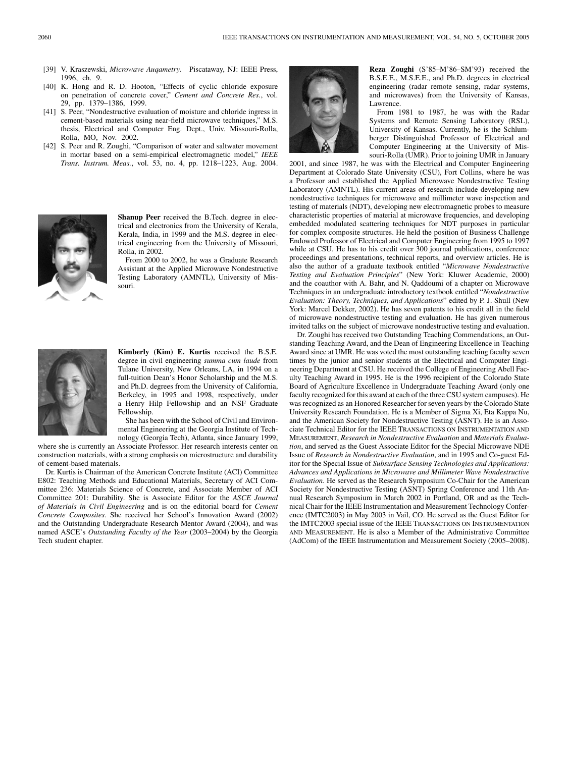[39] V. Kraszewski, *Microwave Auqametry*. Piscataway, NJ: IEEE Press, 1996, ch. 9.

[40] K. Hong and R. D. Hooton, "Effects of cyclic chloride exposure on penetration of concrete cover," *Cement and Concrete Res.*, vol. 29, pp. 1379–1386, 1999.

[41] S. Peer, "Nondestructive evaluation of moisture and chloride ingress in cement-based materials using near-field microwave techniques," M.S. thesis, Electrical and Computer Eng. Dept., Univ. Missouri-Rolla, Rolla, MO, Nov. 2002.

[42] S. Peer and R. Zoughi, "Comparison of water and saltwater movement in mortar based on a semi-empirical electromagnetic model," *IEEE Trans. Instrum. Meas.*, vol. 53, no. 4, pp. 1218–1223, Aug. 2004.

**Shanup Peer** received the B.Tech. degree in electrical and electronics from the University of Kerala, Kerala, India, in 1999 and the M.S. degree in electrical engineering from the University of Missouri, Rolla, in 2002.

From 2000 to 2002, he was a Graduate Research Assistant at the Applied Microwave Nondestructive Testing Laboratory (AMNTL), University of Missouri.

**Kimberly (Kim) E. Kurtis** received the B.S.E. degree in civil engineering *summa cum laude* from Tulane University, New Orleans, LA, in 1994 on a full-tuition Dean's Honor Scholarship and the M.S. and Ph.D. degrees from the University of California, Berkeley, in 1995 and 1998, respectively, under a Henry Hilp Fellowship and an NSF Graduate Fellowship.

She has been with the School of Civil and Environmental Engineering at the Georgia Institute of Technology (Georgia Tech), Atlanta, since January 1999, where she is currently an Associate Professor. Her research interests center on construction materials, with a strong emphasis on microstructure and durability of cement-based materials.

Dr. Kurtis is Chairman of the American Concrete Institute (ACI) Committee E802: Teaching Methods and Educational Materials, Secretary of ACI Committee 236: Materials Science of Concrete, and Associate Member of ACI Committee 201: Durability. She is Associate Editor for the *ASCE Journal of Materials in Civil Engineering* and is on the editorial board for *Cement Concrete Composites*. She received her School's Innovation Award (2002) and the Outstanding Undergraduate Research Mentor Award (2004), and was named ASCE's *Outstanding Faculty of the Year* (2003–2004) by the Georgia Tech student chapter.

**Reza Zoughi** (S'85–M'86–SM'93) received the B.S.E.E., M.S.E.E., and Ph.D. degrees in electrical engineering (radar remote sensing, radar systems, and microwaves) from the University of Kansas, Lawrence.

From 1981 to 1987, he was with the Radar Systems and Remote Sensing Laboratory (RSL), University of Kansas. Currently, he is the Schlumberger Distinguished Professor of Electrical and Computer Engineering at the University of Missouri-Rolla (UMR). Prior to joining UMR in January 2001, and since 1987, he was with the Electrical and Computer Engineering Department at Colorado State University (CSU), Fort Collins, where he was a Professor and established the Applied Microwave Nondestructive Testing Laboratory (AMNTL). His current areas of research include developing new nondestructive techniques for microwave and millimeter wave inspection and testing of materials (NDT), developing new electromagnetic probes to measure characteristic properties of material at microwave frequencies, and developing embedded modulated scattering techniques for NDT purposes in particular for complex composite structures. He held the position of Business Challenge Endowed Professor of Electrical and Computer Engineering from 1995 to 1997 while at CSU. He has to his credit over 300 journal publications, conference proceedings and presentations, technical reports, and overview articles. He is also the author of a graduate textbook entitled "*Microwave Nondestructive Testing and Evaluation Principles*" (New York: Kluwer Academic, 2000) and the coauthor with A. Bahr, and N. Qaddoumi of a chapter on Microwave Techniques in an undergraduate introductory textbook entitled "*Nondestructive Evaluation: Theory, Techniques, and Applications*" edited by P. J. Shull (New York: Marcel Dekker, 2002). He has seven patents to his credit all in the field of microwave nondestructive testing and evaluation. He has given numerous invited talks on the subject of microwave nondestructive testing and evaluation.

Dr. Zoughi has received two Outstanding Teaching Commendations, an Outstanding Teaching Award, and the Dean of Engineering Excellence in Teaching Award since at UMR. He was voted the most outstanding teaching faculty seven times by the junior and senior students at the Electrical and Computer Engineering Department at CSU. He received the College of Engineering Abell Faculty Teaching Award in 1995. He is the 1996 recipient of the Colorado State Board of Agriculture Excellence in Undergraduate Teaching Award (only one faculty recognized for this award at each of the three CSU system campuses). He was recognized as an Honored Researcher for seven years by the Colorado State University Research Foundation. He is a Member of Sigma Xi, Eta Kappa Nu, and the American Society for Nondestructive Testing (ASNT). He is an Associate Technical Editor for the IEEE TRANSACTIONS ON INSTRUMENTATION AND MEASUREMENT, *Research in Nondestructive Evaluation* and *Materials Evaluation*, and served as the Guest Associate Editor for the Special Microwave NDE Issue of *Research in Nondestructive Evaluation*, and in 1995 and Co-guest Editor for the Special Issue of *Subsurface Sensing Technologies and Applications: Advances and Applications in Microwave and Millimeter Wave Nondestructive Evaluation*. He served as the Research Symposium Co-Chair for the American Society for Nondestructive Testing (ASNT) Spring Conference and 11th Annual Research Symposium in March 2002 in Portland, OR and as the Technical Chair for the IEEE Instrumentation and Measurement Technology Conference (IMTC2003) in May 2003 in Vail, CO. He served as the Guest Editor for the IMTC2003 special issue of the IEEE TRANSACTIONS ON INSTRUMENTATION AND MEASUREMENT. He is also a Member of the Administrative Committee (AdCom) of the IEEE Instrumentation and Measurement Society (2005–2008).